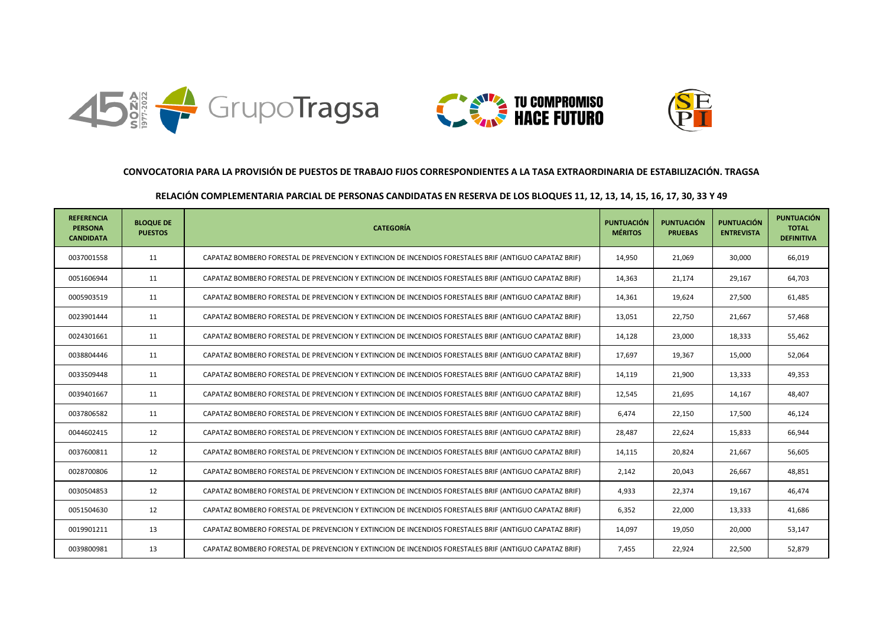**CONVOCATORIA PARA LA PROVISIÓN DE PUESTOS DE TRABAJO FIJOS CORRESPONDIENTES A LA TASA EXTRAORDINARIA DE ESTABILIZACIÓN. TRAGSA**

**RELACIÓN COMPLEMENTARIA PARCIAL DE PERSONAS CANDIDATAS EN RESERVA DE LOS BLOQUES 11, 12, 13, 14, 15, 16, 17, 30, 33 Y 49**

| REFERENCIA PERSONA CANDIDATA | BLOQUE DE PUESTOS | CATEGORÍA | PUNTUACIÓN MÉRITOS | PUNTUACIÓN PRUEBAS | PUNTUACIÓN ENTREVISTA | PUNTUACIÓN TOTAL DEFINITIVA |
|---|---|---|---|---|---|---|
| 0037001558 | 11 | CAPATAZ BOMBERO FORESTAL DE PREVENCION Y EXTINCION DE INCENDIOS FORESTALES BRIF (ANTIGUO CAPATAZ BRIF) | 14,950 | 21,069 | 30,000 | 66,019 |
| 0051606944 | 11 | CAPATAZ BOMBERO FORESTAL DE PREVENCION Y EXTINCION DE INCENDIOS FORESTALES BRIF (ANTIGUO CAPATAZ BRIF) | 14,363 | 21,174 | 29,167 | 64,703 |
| 0005903519 | 11 | CAPATAZ BOMBERO FORESTAL DE PREVENCION Y EXTINCION DE INCENDIOS FORESTALES BRIF (ANTIGUO CAPATAZ BRIF) | 14,361 | 19,624 | 27,500 | 61,485 |
| 0023901444 | 11 | CAPATAZ BOMBERO FORESTAL DE PREVENCION Y EXTINCION DE INCENDIOS FORESTALES BRIF (ANTIGUO CAPATAZ BRIF) | 13,051 | 22,750 | 21,667 | 57,468 |
| 0024301661 | 11 | CAPATAZ BOMBERO FORESTAL DE PREVENCION Y EXTINCION DE INCENDIOS FORESTALES BRIF (ANTIGUO CAPATAZ BRIF) | 14,128 | 23,000 | 18,333 | 55,462 |
| 0038804446 | 11 | CAPATAZ BOMBERO FORESTAL DE PREVENCION Y EXTINCION DE INCENDIOS FORESTALES BRIF (ANTIGUO CAPATAZ BRIF) | 17,697 | 19,367 | 15,000 | 52,064 |
| 0033509448 | 11 | CAPATAZ BOMBERO FORESTAL DE PREVENCION Y EXTINCION DE INCENDIOS FORESTALES BRIF (ANTIGUO CAPATAZ BRIF) | 14,119 | 21,900 | 13,333 | 49,353 |
| 0039401667 | 11 | CAPATAZ BOMBERO FORESTAL DE PREVENCION Y EXTINCION DE INCENDIOS FORESTALES BRIF (ANTIGUO CAPATAZ BRIF) | 12,545 | 21,695 | 14,167 | 48,407 |
| 0037806582 | 11 | CAPATAZ BOMBERO FORESTAL DE PREVENCION Y EXTINCION DE INCENDIOS FORESTALES BRIF (ANTIGUO CAPATAZ BRIF) | 6,474 | 22,150 | 17,500 | 46,124 |
| 0044602415 | 12 | CAPATAZ BOMBERO FORESTAL DE PREVENCION Y EXTINCION DE INCENDIOS FORESTALES BRIF (ANTIGUO CAPATAZ BRIF) | 28,487 | 22,624 | 15,833 | 66,944 |
| 0037600811 | 12 | CAPATAZ BOMBERO FORESTAL DE PREVENCION Y EXTINCION DE INCENDIOS FORESTALES BRIF (ANTIGUO CAPATAZ BRIF) | 14,115 | 20,824 | 21,667 | 56,605 |
| 0028700806 | 12 | CAPATAZ BOMBERO FORESTAL DE PREVENCION Y EXTINCION DE INCENDIOS FORESTALES BRIF (ANTIGUO CAPATAZ BRIF) | 2,142 | 20,043 | 26,667 | 48,851 |
| 0030504853 | 12 | CAPATAZ BOMBERO FORESTAL DE PREVENCION Y EXTINCION DE INCENDIOS FORESTALES BRIF (ANTIGUO CAPATAZ BRIF) | 4,933 | 22,374 | 19,167 | 46,474 |
| 0051504630 | 12 | CAPATAZ BOMBERO FORESTAL DE PREVENCION Y EXTINCION DE INCENDIOS FORESTALES BRIF (ANTIGUO CAPATAZ BRIF) | 6,352 | 22,000 | 13,333 | 41,686 |
| 0019901211 | 13 | CAPATAZ BOMBERO FORESTAL DE PREVENCION Y EXTINCION DE INCENDIOS FORESTALES BRIF (ANTIGUO CAPATAZ BRIF) | 14,097 | 19,050 | 20,000 | 53,147 |
| 0039800981 | 13 | CAPATAZ BOMBERO FORESTAL DE PREVENCION Y EXTINCION DE INCENDIOS FORESTALES BRIF (ANTIGUO CAPATAZ BRIF) | 7,455 | 22,924 | 22,500 | 52,879 |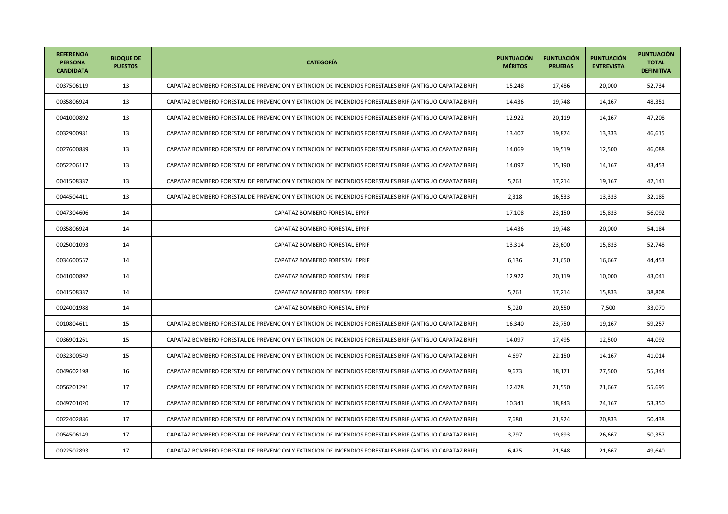| REFERENCIA PERSONA CANDIDATA | BLOQUE DE PUESTOS | CATEGORÍA | PUNTUACIÓN MÉRITOS | PUNTUACIÓN PRUEBAS | PUNTUACIÓN ENTREVISTA | PUNTUACIÓN TOTAL DEFINITIVA |
|---|---|---|---|---|---|---|
| 0037506119 | 13 | CAPATAZ BOMBERO FORESTAL DE PREVENCION Y EXTINCION DE INCENDIOS FORESTALES BRIF (ANTIGUO CAPATAZ BRIF) | 15,248 | 17,486 | 20,000 | 52,734 |
| 0035806924 | 13 | CAPATAZ BOMBERO FORESTAL DE PREVENCION Y EXTINCION DE INCENDIOS FORESTALES BRIF (ANTIGUO CAPATAZ BRIF) | 14,436 | 19,748 | 14,167 | 48,351 |
| 0041000892 | 13 | CAPATAZ BOMBERO FORESTAL DE PREVENCION Y EXTINCION DE INCENDIOS FORESTALES BRIF (ANTIGUO CAPATAZ BRIF) | 12,922 | 20,119 | 14,167 | 47,208 |
| 0032900981 | 13 | CAPATAZ BOMBERO FORESTAL DE PREVENCION Y EXTINCION DE INCENDIOS FORESTALES BRIF (ANTIGUO CAPATAZ BRIF) | 13,407 | 19,874 | 13,333 | 46,615 |
| 0027600889 | 13 | CAPATAZ BOMBERO FORESTAL DE PREVENCION Y EXTINCION DE INCENDIOS FORESTALES BRIF (ANTIGUO CAPATAZ BRIF) | 14,069 | 19,519 | 12,500 | 46,088 |
| 0052206117 | 13 | CAPATAZ BOMBERO FORESTAL DE PREVENCION Y EXTINCION DE INCENDIOS FORESTALES BRIF (ANTIGUO CAPATAZ BRIF) | 14,097 | 15,190 | 14,167 | 43,453 |
| 0041508337 | 13 | CAPATAZ BOMBERO FORESTAL DE PREVENCION Y EXTINCION DE INCENDIOS FORESTALES BRIF (ANTIGUO CAPATAZ BRIF) | 5,761 | 17,214 | 19,167 | 42,141 |
| 0044504411 | 13 | CAPATAZ BOMBERO FORESTAL DE PREVENCION Y EXTINCION DE INCENDIOS FORESTALES BRIF (ANTIGUO CAPATAZ BRIF) | 2,318 | 16,533 | 13,333 | 32,185 |
| 0047304606 | 14 | CAPATAZ BOMBERO FORESTAL EPRIF | 17,108 | 23,150 | 15,833 | 56,092 |
| 0035806924 | 14 | CAPATAZ BOMBERO FORESTAL EPRIF | 14,436 | 19,748 | 20,000 | 54,184 |
| 0025001093 | 14 | CAPATAZ BOMBERO FORESTAL EPRIF | 13,314 | 23,600 | 15,833 | 52,748 |
| 0034600557 | 14 | CAPATAZ BOMBERO FORESTAL EPRIF | 6,136 | 21,650 | 16,667 | 44,453 |
| 0041000892 | 14 | CAPATAZ BOMBERO FORESTAL EPRIF | 12,922 | 20,119 | 10,000 | 43,041 |
| 0041508337 | 14 | CAPATAZ BOMBERO FORESTAL EPRIF | 5,761 | 17,214 | 15,833 | 38,808 |
| 0024001988 | 14 | CAPATAZ BOMBERO FORESTAL EPRIF | 5,020 | 20,550 | 7,500 | 33,070 |
| 0010804611 | 15 | CAPATAZ BOMBERO FORESTAL DE PREVENCION Y EXTINCION DE INCENDIOS FORESTALES BRIF (ANTIGUO CAPATAZ BRIF) | 16,340 | 23,750 | 19,167 | 59,257 |
| 0036901261 | 15 | CAPATAZ BOMBERO FORESTAL DE PREVENCION Y EXTINCION DE INCENDIOS FORESTALES BRIF (ANTIGUO CAPATAZ BRIF) | 14,097 | 17,495 | 12,500 | 44,092 |
| 0032300549 | 15 | CAPATAZ BOMBERO FORESTAL DE PREVENCION Y EXTINCION DE INCENDIOS FORESTALES BRIF (ANTIGUO CAPATAZ BRIF) | 4,697 | 22,150 | 14,167 | 41,014 |
| 0049602198 | 16 | CAPATAZ BOMBERO FORESTAL DE PREVENCION Y EXTINCION DE INCENDIOS FORESTALES BRIF (ANTIGUO CAPATAZ BRIF) | 9,673 | 18,171 | 27,500 | 55,344 |
| 0056201291 | 17 | CAPATAZ BOMBERO FORESTAL DE PREVENCION Y EXTINCION DE INCENDIOS FORESTALES BRIF (ANTIGUO CAPATAZ BRIF) | 12,478 | 21,550 | 21,667 | 55,695 |
| 0049701020 | 17 | CAPATAZ BOMBERO FORESTAL DE PREVENCION Y EXTINCION DE INCENDIOS FORESTALES BRIF (ANTIGUO CAPATAZ BRIF) | 10,341 | 18,843 | 24,167 | 53,350 |
| 0022402886 | 17 | CAPATAZ BOMBERO FORESTAL DE PREVENCION Y EXTINCION DE INCENDIOS FORESTALES BRIF (ANTIGUO CAPATAZ BRIF) | 7,680 | 21,924 | 20,833 | 50,438 |
| 0054506149 | 17 | CAPATAZ BOMBERO FORESTAL DE PREVENCION Y EXTINCION DE INCENDIOS FORESTALES BRIF (ANTIGUO CAPATAZ BRIF) | 3,797 | 19,893 | 26,667 | 50,357 |
| 0022502893 | 17 | CAPATAZ BOMBERO FORESTAL DE PREVENCION Y EXTINCION DE INCENDIOS FORESTALES BRIF (ANTIGUO CAPATAZ BRIF) | 6,425 | 21,548 | 21,667 | 49,640 |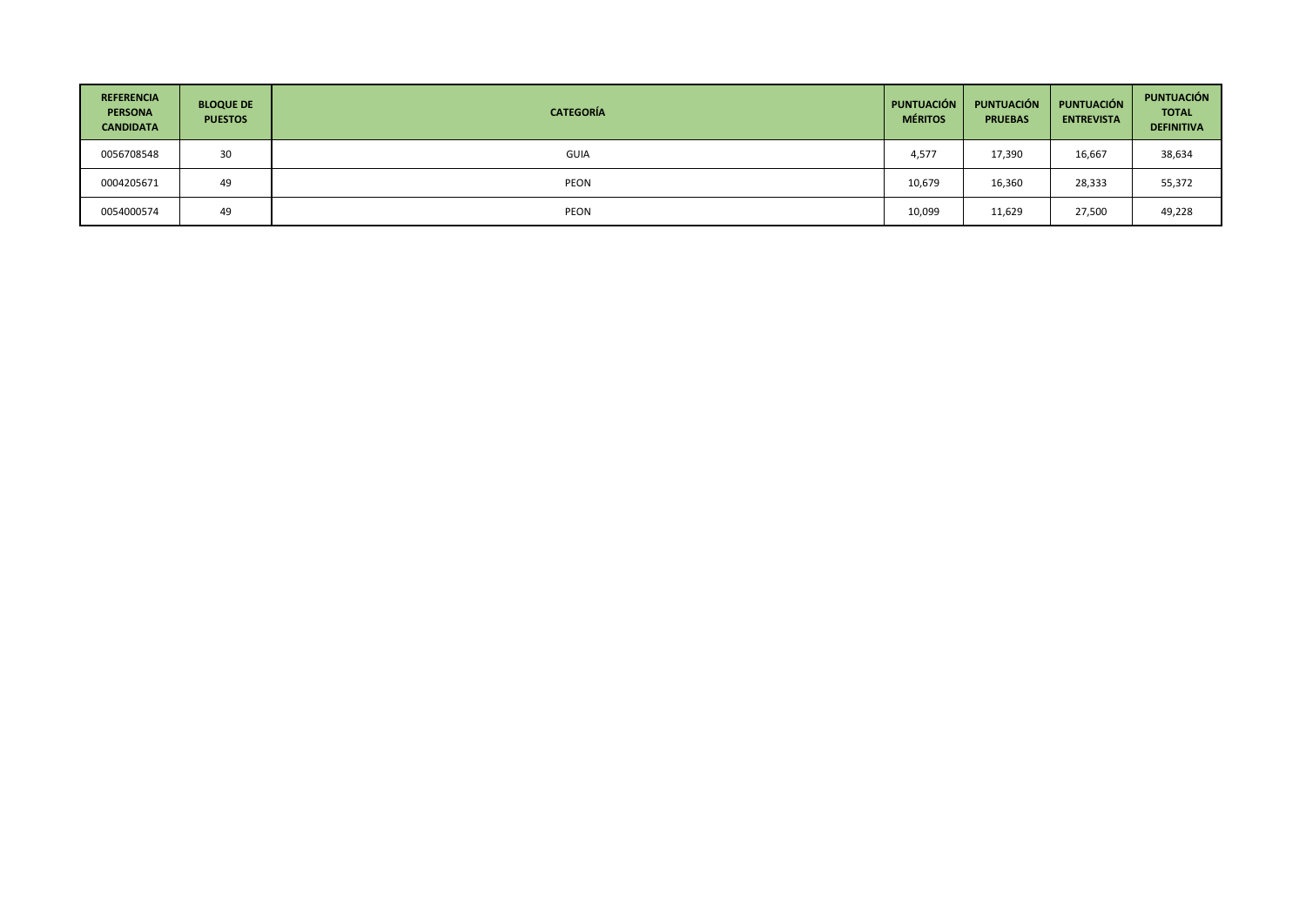| REFERENCIA PERSONA CANDIDATA | BLOQUE DE PUESTOS | CATEGORÍA | PUNTUACIÓN MÉRITOS | PUNTUACIÓN PRUEBAS | PUNTUACIÓN ENTREVISTA | PUNTUACIÓN TOTAL DEFINITIVA |
|---|---|---|---|---|---|---|
| 0056708548 | 30 | GUIA | 4,577 | 17,390 | 16,667 | 38,634 |
| 0004205671 | 49 | PEON | 10,679 | 16,360 | 28,333 | 55,372 |
| 0054000574 | 49 | PEON | 10,099 | 11,629 | 27,500 | 49,228 |